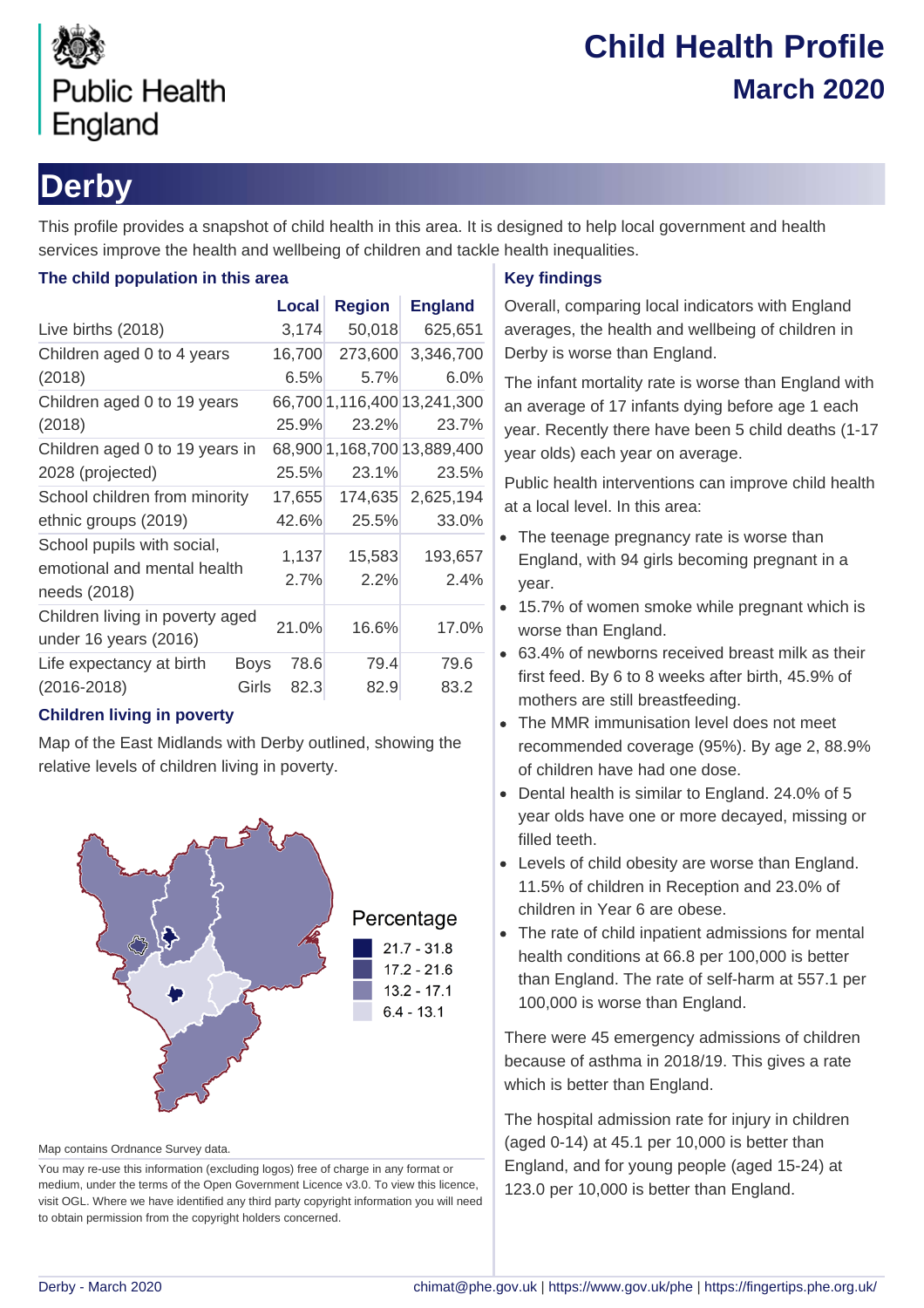Public Health England

# Child Health Profile

## March 2020

# Derby

This profile provides a snapshot of child health in this area. It is designed to help local government and health services improve the health and wellbeing of children and tackle health inequalities.

### The child population in this area

| | Local | Region | England |
|---|---|---|---|
| Live births (2018) | 3,174 | 50,018 | 625,651 |
| Children aged 0 to 4 years (2018) | 16,700<br>6.5% | 273,600<br>5.7% | 3,346,700<br>6.0% |
| Children aged 0 to 19 years (2018) | 66,700<br>25.9% | 1,116,400<br>23.2% | 13,241,300<br>23.7% |
| Children aged 0 to 19 years in 2028 (projected) | 68,900<br>25.5% | 1,168,700<br>23.1% | 13,889,400<br>23.5% |
| School children from minority ethnic groups (2019) | 17,655<br>42.6% | 174,635<br>25.5% | 2,625,194<br>33.0% |
| School pupils with social, emotional and mental health needs (2018) | 1,137<br>2.7% | 15,583<br>2.2% | 193,657<br>2.4% |
| Children living in poverty aged under 16 years (2016) | 21.0% | 16.6% | 17.0% |
| Life expectancy at birth (2016-2018) Boys | 78.6 | 79.4 | 79.6 |
| Life expectancy at birth (2016-2018) Girls | 82.3 | 82.9 | 83.2 |

### Children living in poverty

Map of the East Midlands with Derby outlined, showing the relative levels of children living in poverty.

Percentage
- 21.7 - 31.8
- 17.2 - 21.6
- 13.2 - 17.1
- 6.4 - 13.1

Map contains Ordnance Survey data.

You may re-use this information (excluding logos) free of charge in any format or medium, under the terms of the Open Government Licence v3.0. To view this licence, visit OGL. Where we have identified any third party copyright information you will need to obtain permission from the copyright holders concerned.

### Key findings

Overall, comparing local indicators with England averages, the health and wellbeing of children in Derby is worse than England.

The infant mortality rate is worse than England with an average of 17 infants dying before age 1 each year. Recently there have been 5 child deaths (1-17 year olds) each year on average.

Public health interventions can improve child health at a local level. In this area:

- The teenage pregnancy rate is worse than England, with 94 girls becoming pregnant in a year.
- 15.7% of women smoke while pregnant which is worse than England.
- 63.4% of newborns received breast milk as their first feed. By 6 to 8 weeks after birth, 45.9% of mothers are still breastfeeding.
- The MMR immunisation level does not meet recommended coverage (95%). By age 2, 88.9% of children have had one dose.
- Dental health is similar to England. 24.0% of 5 year olds have one or more decayed, missing or filled teeth.
- Levels of child obesity are worse than England. 11.5% of children in Reception and 23.0% of children in Year 6 are obese.
- The rate of child inpatient admissions for mental health conditions at 66.8 per 100,000 is better than England. The rate of self-harm at 557.1 per 100,000 is worse than England.

There were 45 emergency admissions of children because of asthma in 2018/19. This gives a rate which is better than England.

The hospital admission rate for injury in children (aged 0-14) at 45.1 per 10,000 is better than England, and for young people (aged 15-24) at 123.0 per 10,000 is better than England.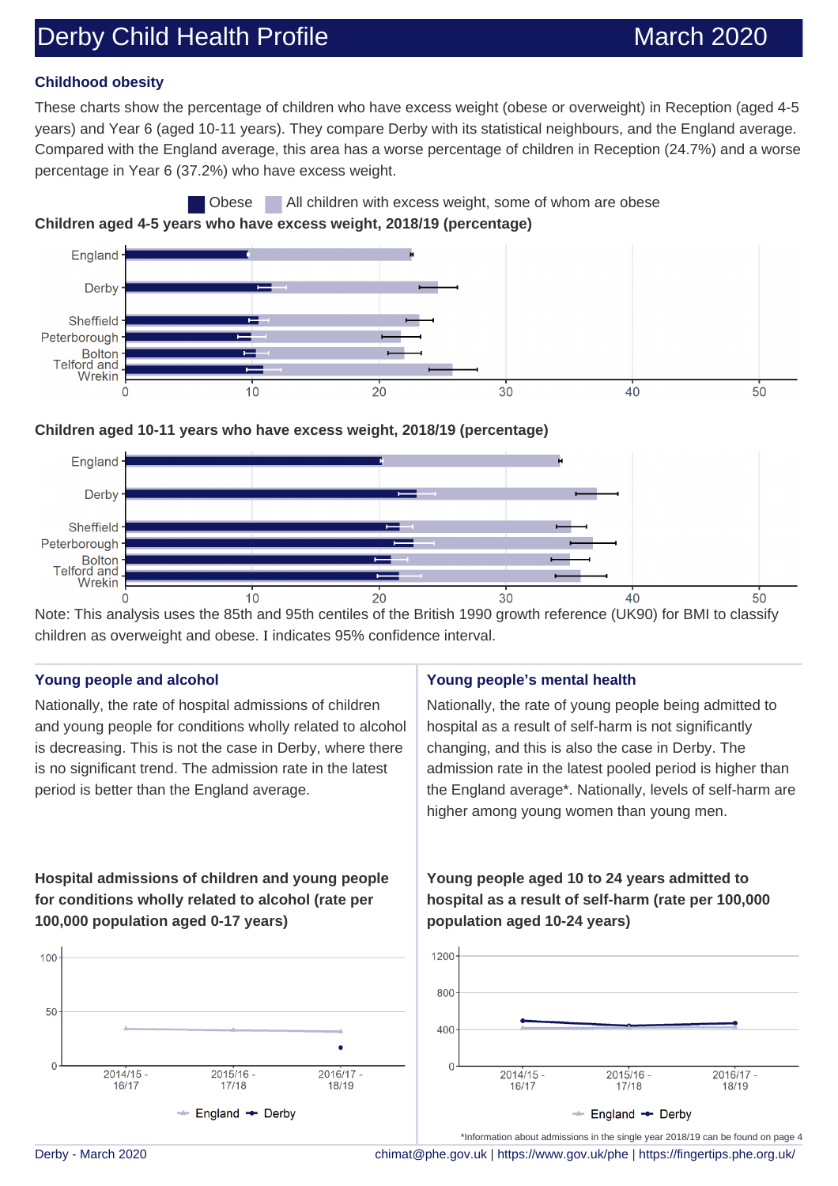## Childhood obesity

These charts show the percentage of children who have excess weight (obese or overweight) in Reception (aged 4-5 years) and Year 6 (aged 10-11 years). They compare Derby with its statistical neighbours, and the England average. Compared with the England average, this area has a worse percentage of children in Reception (24.7%) and a worse percentage in Year 6 (37.2%) who have excess weight.

Obese | All children with excess weight, some of whom are obese

**Children aged 4-5 years who have excess weight, 2018/19 (percentage)**

England, Derby, Sheffield, Peterborough, Bolton, Telford and Wrekin

0, 10, 20, 30, 40, 50

**Children aged 10-11 years who have excess weight, 2018/19 (percentage)**

England, Derby, Sheffield, Peterborough, Bolton, Telford and Wrekin

0, 10, 20, 30, 40, 50

Note: This analysis uses the 85th and 95th centiles of the British 1990 growth reference (UK90) for BMI to classify children as overweight and obese. I indicates 95% confidence interval.

## Young people and alcohol

Nationally, the rate of hospital admissions of children and young people for conditions wholly related to alcohol is decreasing. This is not the case in Derby, where there is no significant trend. The admission rate in the latest period is better than the England average.

**Hospital admissions of children and young people for conditions wholly related to alcohol (rate per 100,000 population aged 0-17 years)**

0, 50, 100

2014/15 - 16/17, 2015/16 - 17/18, 2016/17 - 18/19

England, Derby

## Young people's mental health

Nationally, the rate of young people being admitted to hospital as a result of self-harm is not significantly changing, and this is also the case in Derby. The admission rate in the latest pooled period is higher than the England average*. Nationally, levels of self-harm are higher among young women than young men.

**Young people aged 10 to 24 years admitted to hospital as a result of self-harm (rate per 100,000 population aged 10-24 years)**

0, 400, 800, 1200

2014/15 - 16/17, 2015/16 - 17/18, 2016/17 - 18/19

England, Derby

*Information about admissions in the single year 2018/19 can be found on page 4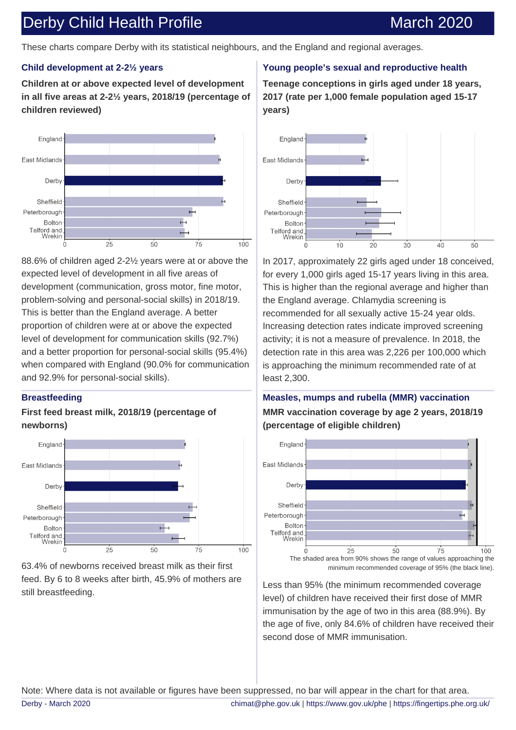# Derby Child Health Profile — March 2020

These charts compare Derby with its statistical neighbours, and the England and regional averages.

## Child development at 2-2½ years

**Children at or above expected level of development in all five areas at 2-2½ years, 2018/19 (percentage of children reviewed)**

88.6% of children aged 2-2½ years were at or above the expected level of development in all five areas of development (communication, gross motor, fine motor, problem-solving and personal-social skills) in 2018/19. This is better than the England average. A better proportion of children were at or above the expected level of development for communication skills (92.7%) and a better proportion for personal-social skills (95.4%) when compared with England (90.0% for communication and 92.9% for personal-social skills).

## Breastfeeding

**First feed breast milk, 2018/19 (percentage of newborns)**

63.4% of newborns received breast milk as their first feed. By 6 to 8 weeks after birth, 45.9% of mothers are still breastfeeding.

## Young people's sexual and reproductive health

**Teenage conceptions in girls aged under 18 years, 2017 (rate per 1,000 female population aged 15-17 years)**

In 2017, approximately 22 girls aged under 18 conceived, for every 1,000 girls aged 15-17 years living in this area. This is higher than the regional average and higher than the England average. Chlamydia screening is recommended for all sexually active 15-24 year olds. Increasing detection rates indicate improved screening activity; it is not a measure of prevalence. In 2018, the detection rate in this area was 2,226 per 100,000 which is approaching the minimum recommended rate of at least 2,300.

## Measles, mumps and rubella (MMR) vaccination

**MMR vaccination coverage by age 2 years, 2018/19 (percentage of eligible children)**

The shaded area from 90% shows the range of values approaching the minimum recommended coverage of 95% (the black line).

Less than 95% (the minimum recommended coverage level) of children have received their first dose of MMR immunisation by the age of two in this area (88.9%). By the age of five, only 84.6% of children have received their second dose of MMR immunisation.

Note: Where data is not available or figures have been suppressed, no bar will appear in the chart for that area.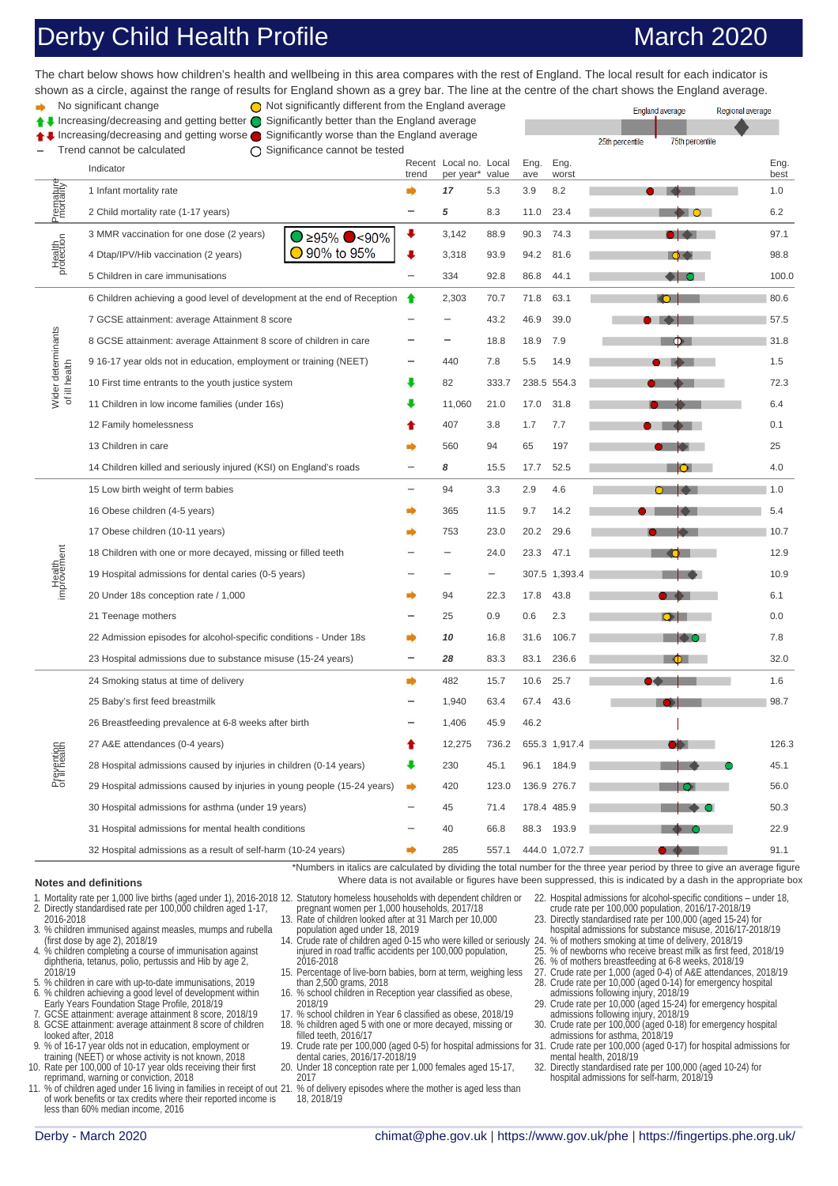# Derby Child Health Profile

March 2020

The chart below shows how children's health and wellbeing in this area compares with the rest of England. The local result for each indicator is shown as a circle, against the range of results for England shown as a grey bar. The line at the centre of the chart shows the England average.

- No significant change
- Increasing/decreasing and getting better
- Increasing/decreasing and getting worse
- Trend cannot be calculated
- Not significantly different from the England average
- Significantly better than the England average
- Significantly worse than the England average
- Significance cannot be tested

England average | Regional average | 25th percentile | 75th percentile

MMR vaccination key: ≥95% | <90% | 90% to 95%

| | Indicator | Recent trend | Local no. per year* | Local value | Eng. ave | Eng. worst | Eng. best |
|---|---|---|---|---|---|---|---|
| Premature mortality | 1 Infant mortality rate | | *17* | 5.3 | 3.9 | 8.2 | 1.0 |
| | 2 Child mortality rate (1-17 years) | – | *5* | 8.3 | 11.0 | 23.4 | 6.2 |
| Health protection | 3 MMR vaccination for one dose (2 years) | | 3,142 | 88.9 | 90.3 | 74.3 | 97.1 |
| | 4 Dtap/IPV/Hib vaccination (2 years) | | 3,318 | 93.9 | 94.2 | 81.6 | 98.8 |
| | 5 Children in care immunisations | – | 334 | 92.8 | 86.8 | 44.1 | 100.0 |
| Wider determinants of ill health | 6 Children achieving a good level of development at the end of Reception | | 2,303 | 70.7 | 71.8 | 63.1 | 80.6 |
| | 7 GCSE attainment: average Attainment 8 score | – | – | 43.2 | 46.9 | 39.0 | 57.5 |
| | 8 GCSE attainment: average Attainment 8 score of children in care | – | – | 18.8 | 18.9 | 7.9 | 31.8 |
| | 9 16-17 year olds not in education, employment or training (NEET) | – | 440 | 7.8 | 5.5 | 14.9 | 1.5 |
| | 10 First time entrants to the youth justice system | | 82 | 333.7 | 238.5 | 554.3 | 72.3 |
| | 11 Children in low income families (under 16s) | | 11,060 | 21.0 | 17.0 | 31.8 | 6.4 |
| | 12 Family homelessness | | 407 | 3.8 | 1.7 | 7.7 | 0.1 |
| | 13 Children in care | | 560 | 94 | 65 | 197 | 25 |
| | 14 Children killed and seriously injured (KSI) on England's roads | – | *8* | 15.5 | 17.7 | 52.5 | 4.0 |
| Health improvement | 15 Low birth weight of term babies | – | 94 | 3.3 | 2.9 | 4.6 | 1.0 |
| | 16 Obese children (4-5 years) | | 365 | 11.5 | 9.7 | 14.2 | 5.4 |
| | 17 Obese children (10-11 years) | | 753 | 23.0 | 20.2 | 29.6 | 10.7 |
| | 18 Children with one or more decayed, missing or filled teeth | – | – | 24.0 | 23.3 | 47.1 | 12.9 |
| | 19 Hospital admissions for dental caries (0-5 years) | – | – | – | 307.5 | 1,393.4 | 10.9 |
| | 20 Under 18s conception rate / 1,000 | | 94 | 22.3 | 17.8 | 43.8 | 6.1 |
| | 21 Teenage mothers | – | 25 | 0.9 | 0.6 | 2.3 | 0.0 |
| | 22 Admission episodes for alcohol-specific conditions - Under 18s | | *10* | 16.8 | 31.6 | 106.7 | 7.8 |
| | 23 Hospital admissions due to substance misuse (15-24 years) | – | *28* | 83.3 | 83.1 | 236.6 | 32.0 |
| Prevention of ill health | 24 Smoking status at time of delivery | | 482 | 15.7 | 10.6 | 25.7 | 1.6 |
| | 25 Baby's first feed breastmilk | – | 1,940 | 63.4 | 67.4 | 43.6 | 98.7 |
| | 26 Breastfeeding prevalence at 6-8 weeks after birth | – | 1,406 | 45.9 | 46.2 | | |
| | 27 A&E attendances (0-4 years) | | 12,275 | 736.2 | 655.3 | 1,917.4 | 126.3 |
| | 28 Hospital admissions caused by injuries in children (0-14 years) | | 230 | 45.1 | 96.1 | 184.9 | 45.1 |
| | 29 Hospital admissions caused by injuries in young people (15-24 years) | | 420 | 123.0 | 136.9 | 276.7 | 56.0 |
| | 30 Hospital admissions for asthma (under 19 years) | – | 45 | 71.4 | 178.4 | 485.9 | 50.3 |
| | 31 Hospital admissions for mental health conditions | – | 40 | 66.8 | 88.3 | 193.9 | 22.9 |
| | 32 Hospital admissions as a result of self-harm (10-24 years) | | 285 | 557.1 | 444.0 | 1,072.7 | 91.1 |

\*Numbers in italics are calculated by dividing the total number for the three year period by three to give an average figure
Where data is not available or figures have been suppressed, this is indicated by a dash in the appropriate box

## Notes and definitions

1. Mortality rate per 1,000 live births (aged under 1), 2016-2018
2. Directly standardised rate per 100,000 children aged 1-17, 2016-2018
3. % children immunised against measles, mumps and rubella (first dose by age 2), 2018/19
4. % children completing a course of immunisation against diphtheria, tetanus, polio, pertussis and Hib by age 2, 2018/19
5. % children in care with up-to-date immunisations, 2019
6. % children achieving a good level of development within Early Years Foundation Stage Profile, 2018/19
7. GCSE attainment: average attainment 8 score, 2018/19
8. GCSE attainment: average attainment 8 score of children looked after, 2018
9. % of 16-17 year olds not in education, employment or training (NEET) or whose activity is not known, 2018
10. Rate per 100,000 of 10-17 year olds receiving their first reprimand, warning or conviction, 2018
11. % of children aged under 16 living in families in receipt of out of work benefits or tax credits where their reported income is less than 60% median income, 2016
12. Statutory homeless households with dependent children or pregnant women per 1,000 households, 2017/18
13. Rate of children looked after at 31 March per 10,000 population aged under 18, 2019
14. Crude rate of children aged 0-15 who were killed or seriously injured in road traffic accidents per 100,000 population, 2016-2018
15. Percentage of live-born babies, born at term, weighing less than 2,500 grams, 2018
16. % school children in Reception year classified as obese, 2018/19
17. % school children in Year 6 classified as obese, 2018/19
18. % children aged 5 with one or more decayed, missing or filled teeth, 2016/17
19. Crude rate per 100,000 (aged 0-5) for hospital admissions for dental caries, 2016/17-2018/19
20. Under 18 conception rate per 1,000 females aged 15-17, 2017
21. % of delivery episodes where the mother is aged less than 18, 2018/19
22. Hospital admissions for alcohol-specific conditions – under 18, crude rate per 100,000 population, 2016/17-2018/19
23. Directly standardised rate per 100,000 (aged 15-24) for hospital admissions for substance misuse, 2016/17-2018/19
24. % of mothers smoking at time of delivery, 2018/19
25. % of newborns who receive breast milk as first feed, 2018/19
26. % of mothers breastfeeding at 6-8 weeks, 2018/19
27. Crude rate per 1,000 (aged 0-4) of A&E attendances, 2018/19
28. Crude rate per 10,000 (aged 0-14) for emergency hospital admissions following injury, 2018/19
29. Crude rate per 10,000 (aged 15-24) for emergency hospital admissions following injury, 2018/19
30. Crude rate per 100,000 (aged 0-18) for emergency hospital admissions for asthma, 2018/19
31. Crude rate per 100,000 (aged 0-17) for hospital admissions for mental health, 2018/19
32. Directly standardised rate per 100,000 (aged 10-24) for hospital admissions for self-harm, 2018/19

Derby - March 2020 | chimat@phe.gov.uk | https://www.gov.uk/phe | https://fingertips.phe.org.uk/